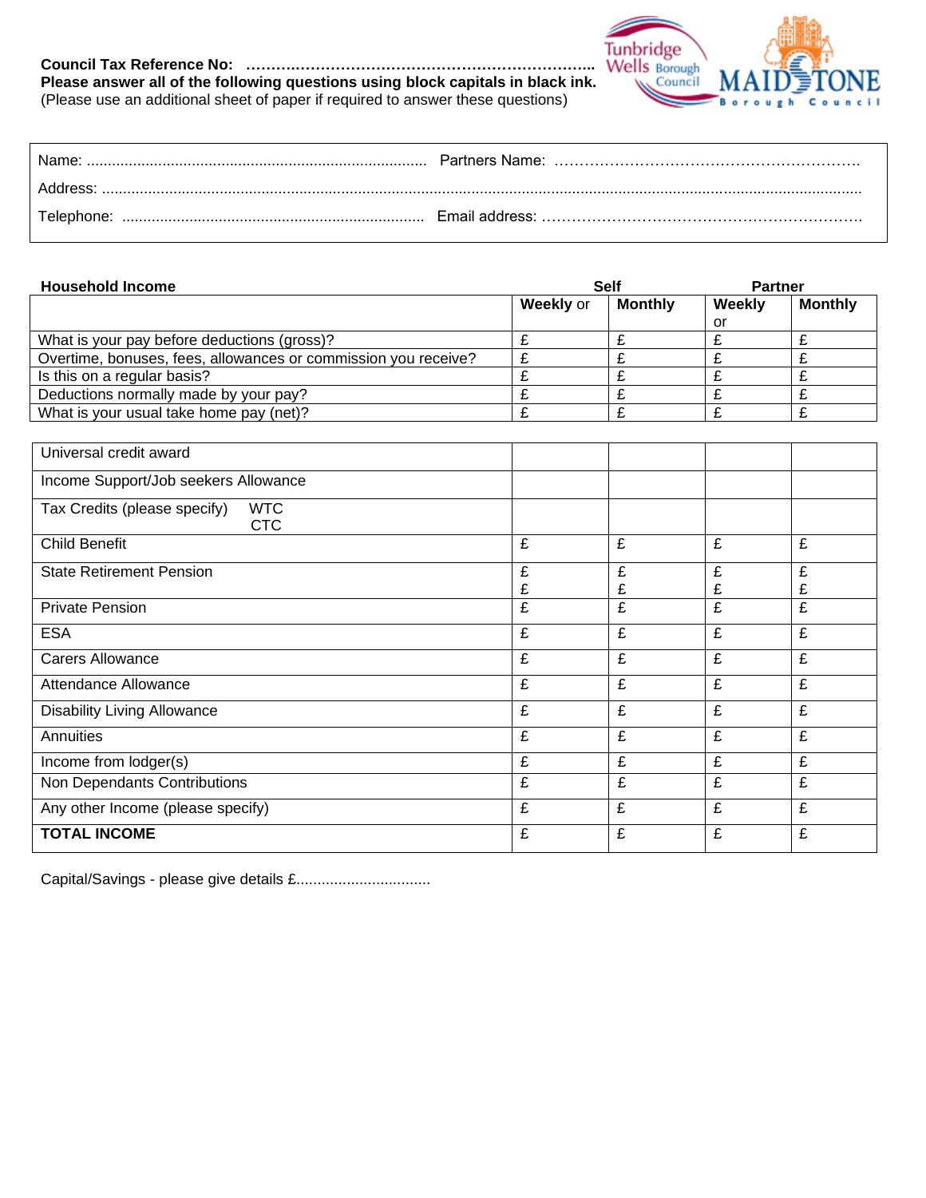**Council Tax Reference No: ……………………………………………………………..**
**Please answer all of the following questions using block capitals in black ink.**
(Please use an additional sheet of paper if required to answer these questions)

Tunbridge Wells Borough Council

MAIDSTONE Borough Council

Name: ................................................................................. Partners Name: …………………………………………………….

Address: .......................................................................................................................................................................

Telephone: ........................................................................ Email address: ……………………………………………………….

| **Household Income** | **Self** | | **Partner** | |
|---|---|---|---|---|
| | **Weekly** or | **Monthly** | **Weekly** or | **Monthly** |
| What is your pay before deductions (gross)? | £ | £ | £ | £ |
| Overtime, bonuses, fees, allowances or commission you receive? | £ | £ | £ | £ |
| Is this on a regular basis? | £ | £ | £ | £ |
| Deductions normally made by your pay? | £ | £ | £ | £ |
| What is your usual take home pay (net)? | £ | £ | £ | £ |

| | | | | |
|---|---|---|---|---|
| Universal credit award | | | | |
| Income Support/Job seekers Allowance | | | | |
| Tax Credits (please specify) WTC CTC | | | | |
| Child Benefit | £ | £ | £ | £ |
| State Retirement Pension | £ £ | £ £ | £ £ | £ £ |
| Private Pension | £ | £ | £ | £ |
| ESA | £ | £ | £ | £ |
| Carers Allowance | £ | £ | £ | £ |
| Attendance Allowance | £ | £ | £ | £ |
| Disability Living Allowance | £ | £ | £ | £ |
| Annuities | £ | £ | £ | £ |
| Income from lodger(s) | £ | £ | £ | £ |
| Non Dependants Contributions | £ | £ | £ | £ |
| Any other Income (please specify) | £ | £ | £ | £ |
| **TOTAL INCOME** | £ | £ | £ | £ |

Capital/Savings - please give details £................................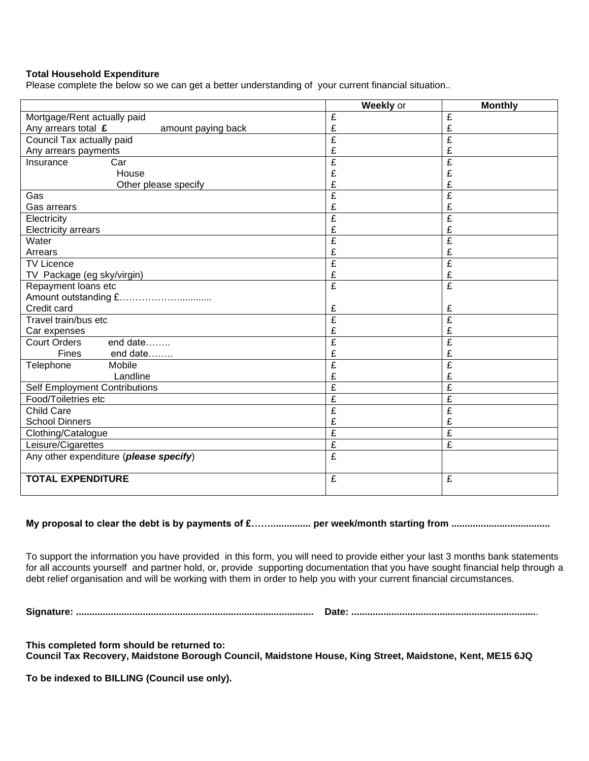**Total Household Expenditure**

Please complete the below so we can get a better understanding of your current financial situation..

| | **Weekly** or | **Monthly** |
|---|---|---|
| Mortgage/Rent actually paid | £ | £ |
| Any arrears total **£** amount paying back | £ | £ |
| Council Tax actually paid | £ | £ |
| Any arrears payments | £ | £ |
| Insurance Car | £ | £ |
| House | £ | £ |
| Other please specify | £ | £ |
| Gas | £ | £ |
| Gas arrears | £ | £ |
| Electricity | £ | £ |
| Electricity arrears | £ | £ |
| Water | £ | £ |
| Arrears | £ | £ |
| TV Licence | £ | £ |
| TV Package (eg sky/virgin) | £ | £ |
| Repayment loans etc | £ | £ |
| Amount outstanding £……………….......... | | |
| Credit card | £ | £ |
| Travel train/bus etc | £ | £ |
| Car expenses | £ | £ |
| Court Orders end date…….. | £ | £ |
| Fines end date…….. | £ | £ |
| Telephone Mobile | £ | £ |
| Landline | £ | £ |
| Self Employment Contributions | £ | £ |
| Food/Toiletries etc | £ | £ |
| Child Care | £ | £ |
| School Dinners | £ | £ |
| Clothing/Catalogue | £ | £ |
| Leisure/Cigarettes | £ | £ |
| Any other expenditure (***please specify***) | £ | |
| **TOTAL EXPENDITURE** | £ | £ |

**My proposal to clear the debt is by payments of £……............... per week/month starting from ....................................**

To support the information you have provided in this form, you will need to provide either your last 3 months bank statements for all accounts yourself and partner hold, or, provide supporting documentation that you have sought financial help through a debt relief organisation and will be working with them in order to help you with your current financial circumstances.

**Signature: ....................................................................................... Date: ....................................................................**.

**This completed form should be returned to:**
**Council Tax Recovery, Maidstone Borough Council, Maidstone House, King Street, Maidstone, Kent, ME15 6JQ**

**To be indexed to BILLING (Council use only).**